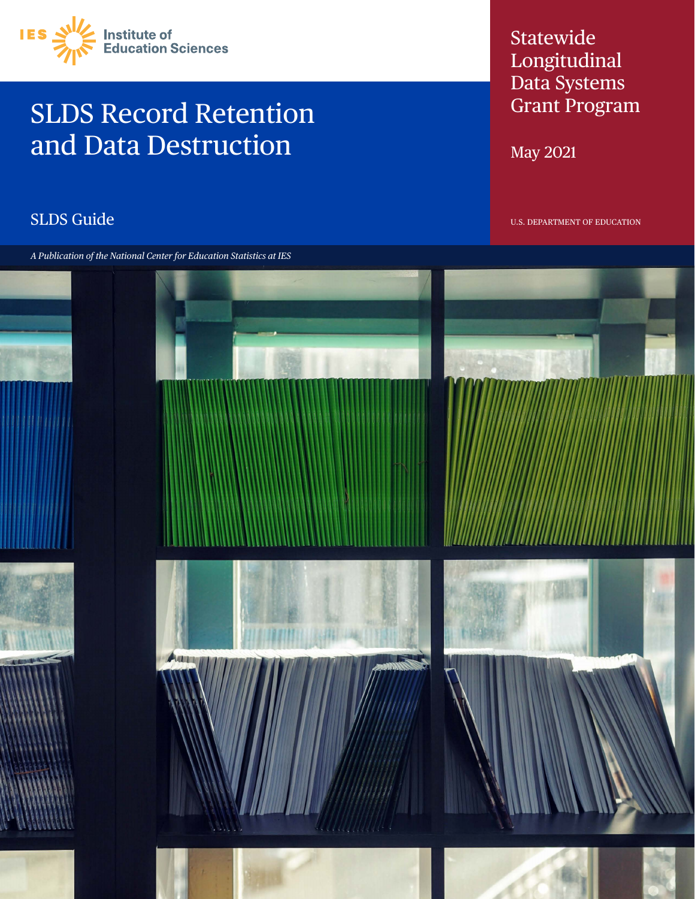IES Institute of Education Sciences

# SLDS Record Retention and Data Destruction

SLDS Guide

Statewide Longitudinal Data Systems Grant Program

May 2021

U.S. DEPARTMENT OF EDUCATION

*A Publication of the National Center for Education Statistics at IES*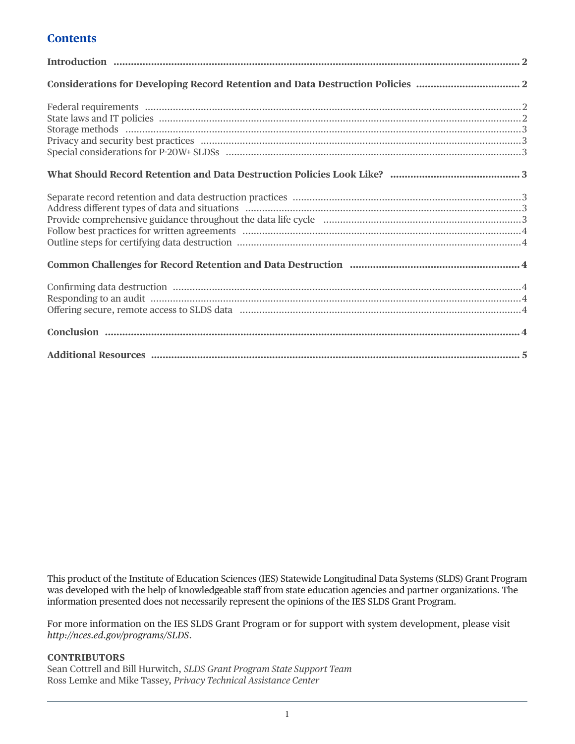## Contents

**Introduction** ..... **2**

**Considerations for Developing Record Retention and Data Destruction Policies** ..... **2**

Federal requirements ..... 2
State laws and IT policies ..... 2
Storage methods ..... 3
Privacy and security best practices ..... 3
Special considerations for P-20W+ SLDSs ..... 3

**What Should Record Retention and Data Destruction Policies Look Like?** ..... **3**

Separate record retention and data destruction practices ..... 3
Address different types of data and situations ..... 3
Provide comprehensive guidance throughout the data life cycle ..... 3
Follow best practices for written agreements ..... 4
Outline steps for certifying data destruction ..... 4

**Common Challenges for Record Retention and Data Destruction** ..... **4**

Confirming data destruction ..... 4
Responding to an audit ..... 4
Offering secure, remote access to SLDS data ..... 4

**Conclusion** ..... **4**

**Additional Resources** ..... **5**

This product of the Institute of Education Sciences (IES) Statewide Longitudinal Data Systems (SLDS) Grant Program was developed with the help of knowledgeable staff from state education agencies and partner organizations. The information presented does not necessarily represent the opinions of the IES SLDS Grant Program.

For more information on the IES SLDS Grant Program or for support with system development, please visit *http://nces.ed.gov/programs/SLDS*.

**CONTRIBUTORS**
Sean Cottrell and Bill Hurwitch, *SLDS Grant Program State Support Team*
Ross Lemke and Mike Tassey, *Privacy Technical Assistance Center*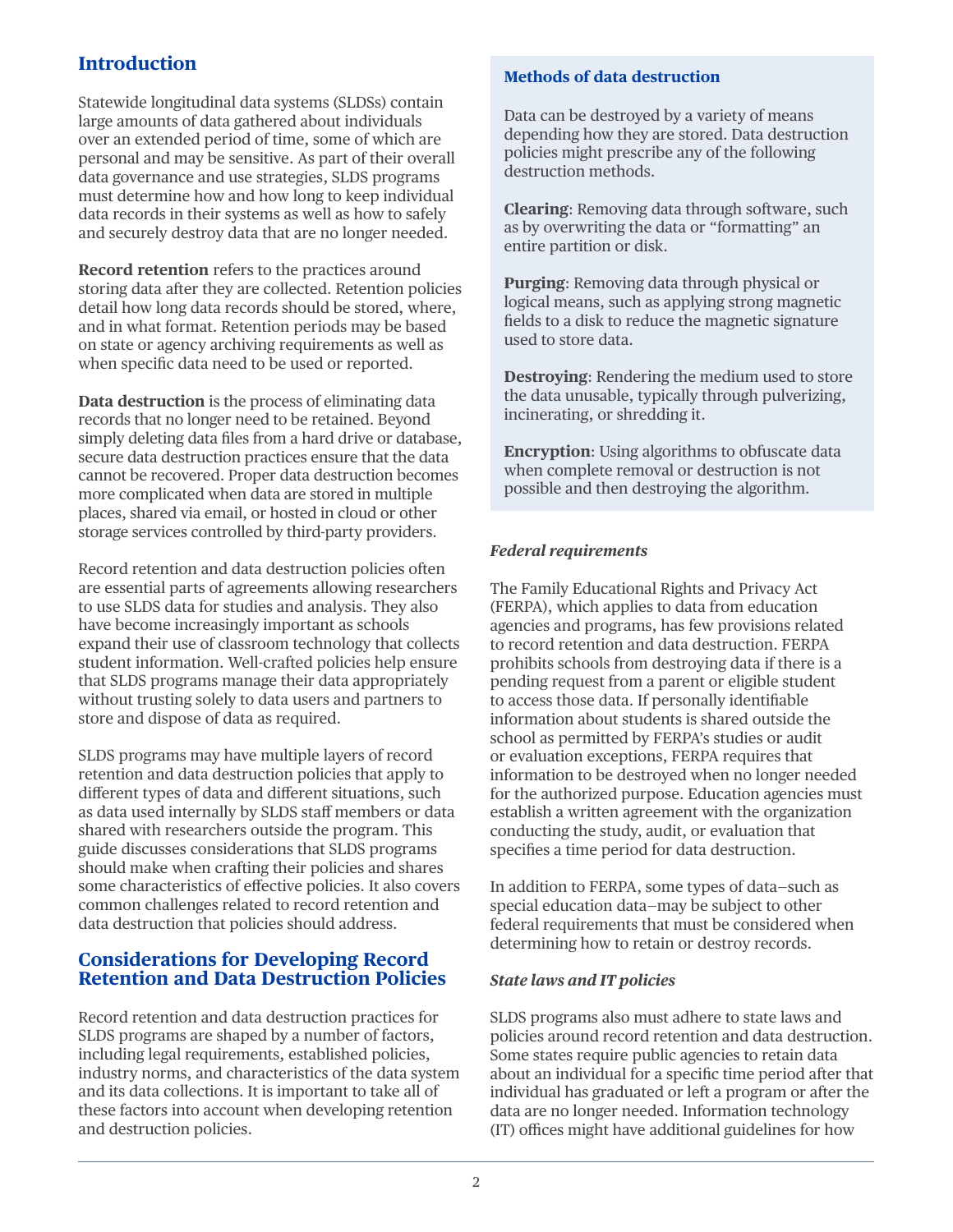## Introduction

Statewide longitudinal data systems (SLDSs) contain large amounts of data gathered about individuals over an extended period of time, some of which are personal and may be sensitive. As part of their overall data governance and use strategies, SLDS programs must determine how and how long to keep individual data records in their systems as well as how to safely and securely destroy data that are no longer needed.

**Record retention** refers to the practices around storing data after they are collected. Retention policies detail how long data records should be stored, where, and in what format. Retention periods may be based on state or agency archiving requirements as well as when specific data need to be used or reported.

**Data destruction** is the process of eliminating data records that no longer need to be retained. Beyond simply deleting data files from a hard drive or database, secure data destruction practices ensure that the data cannot be recovered. Proper data destruction becomes more complicated when data are stored in multiple places, shared via email, or hosted in cloud or other storage services controlled by third-party providers.

Record retention and data destruction policies often are essential parts of agreements allowing researchers to use SLDS data for studies and analysis. They also have become increasingly important as schools expand their use of classroom technology that collects student information. Well-crafted policies help ensure that SLDS programs manage their data appropriately without trusting solely to data users and partners to store and dispose of data as required.

SLDS programs may have multiple layers of record retention and data destruction policies that apply to different types of data and different situations, such as data used internally by SLDS staff members or data shared with researchers outside the program. This guide discusses considerations that SLDS programs should make when crafting their policies and shares some characteristics of effective policies. It also covers common challenges related to record retention and data destruction that policies should address.

## Considerations for Developing Record Retention and Data Destruction Policies

Record retention and data destruction practices for SLDS programs are shaped by a number of factors, including legal requirements, established policies, industry norms, and characteristics of the data system and its data collections. It is important to take all of these factors into account when developing retention and destruction policies.

### Methods of data destruction

Data can be destroyed by a variety of means depending how they are stored. Data destruction policies might prescribe any of the following destruction methods.

**Clearing**: Removing data through software, such as by overwriting the data or "formatting" an entire partition or disk.

**Purging**: Removing data through physical or logical means, such as applying strong magnetic fields to a disk to reduce the magnetic signature used to store data.

**Destroying**: Rendering the medium used to store the data unusable, typically through pulverizing, incinerating, or shredding it.

**Encryption**: Using algorithms to obfuscate data when complete removal or destruction is not possible and then destroying the algorithm.

### *Federal requirements*

The Family Educational Rights and Privacy Act (FERPA), which applies to data from education agencies and programs, has few provisions related to record retention and data destruction. FERPA prohibits schools from destroying data if there is a pending request from a parent or eligible student to access those data. If personally identifiable information about students is shared outside the school as permitted by FERPA's studies or audit or evaluation exceptions, FERPA requires that information to be destroyed when no longer needed for the authorized purpose. Education agencies must establish a written agreement with the organization conducting the study, audit, or evaluation that specifies a time period for data destruction.

In addition to FERPA, some types of data–such as special education data–may be subject to other federal requirements that must be considered when determining how to retain or destroy records.

### *State laws and IT policies*

SLDS programs also must adhere to state laws and policies around record retention and data destruction. Some states require public agencies to retain data about an individual for a specific time period after that individual has graduated or left a program or after the data are no longer needed. Information technology (IT) offices might have additional guidelines for how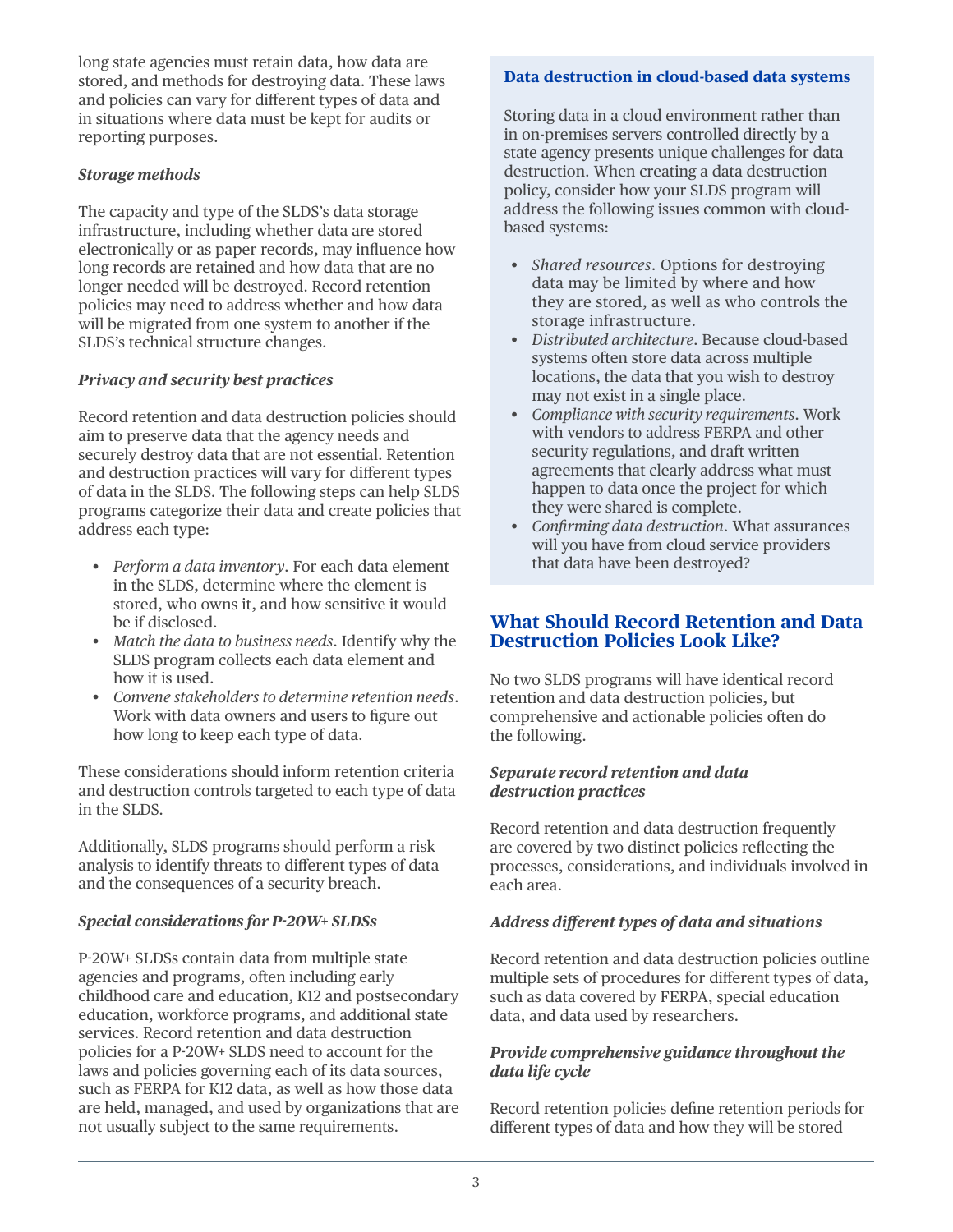long state agencies must retain data, how data are stored, and methods for destroying data. These laws and policies can vary for different types of data and in situations where data must be kept for audits or reporting purposes.

***Storage methods***

The capacity and type of the SLDS's data storage infrastructure, including whether data are stored electronically or as paper records, may influence how long records are retained and how data that are no longer needed will be destroyed. Record retention policies may need to address whether and how data will be migrated from one system to another if the SLDS's technical structure changes.

***Privacy and security best practices***

Record retention and data destruction policies should aim to preserve data that the agency needs and securely destroy data that are not essential. Retention and destruction practices will vary for different types of data in the SLDS. The following steps can help SLDS programs categorize their data and create policies that address each type:

- *Perform a data inventory*. For each data element in the SLDS, determine where the element is stored, who owns it, and how sensitive it would be if disclosed.
- *Match the data to business needs*. Identify why the SLDS program collects each data element and how it is used.
- *Convene stakeholders to determine retention needs*. Work with data owners and users to figure out how long to keep each type of data.

These considerations should inform retention criteria and destruction controls targeted to each type of data in the SLDS.

Additionally, SLDS programs should perform a risk analysis to identify threats to different types of data and the consequences of a security breach.

***Special considerations for P-20W+ SLDSs***

P-20W+ SLDSs contain data from multiple state agencies and programs, often including early childhood care and education, K12 and postsecondary education, workforce programs, and additional state services. Record retention and data destruction policies for a P-20W+ SLDS need to account for the laws and policies governing each of its data sources, such as FERPA for K12 data, as well as how those data are held, managed, and used by organizations that are not usually subject to the same requirements.

**Data destruction in cloud-based data systems**

Storing data in a cloud environment rather than in on-premises servers controlled directly by a state agency presents unique challenges for data destruction. When creating a data destruction policy, consider how your SLDS program will address the following issues common with cloud-based systems:

- *Shared resources*. Options for destroying data may be limited by where and how they are stored, as well as who controls the storage infrastructure.
- *Distributed architecture*. Because cloud-based systems often store data across multiple locations, the data that you wish to destroy may not exist in a single place.
- *Compliance with security requirements*. Work with vendors to address FERPA and other security regulations, and draft written agreements that clearly address what must happen to data once the project for which they were shared is complete.
- *Confirming data destruction*. What assurances will you have from cloud service providers that data have been destroyed?

## What Should Record Retention and Data Destruction Policies Look Like?

No two SLDS programs will have identical record retention and data destruction policies, but comprehensive and actionable policies often do the following.

***Separate record retention and data destruction practices***

Record retention and data destruction frequently are covered by two distinct policies reflecting the processes, considerations, and individuals involved in each area.

***Address different types of data and situations***

Record retention and data destruction policies outline multiple sets of procedures for different types of data, such as data covered by FERPA, special education data, and data used by researchers.

***Provide comprehensive guidance throughout the data life cycle***

Record retention policies define retention periods for different types of data and how they will be stored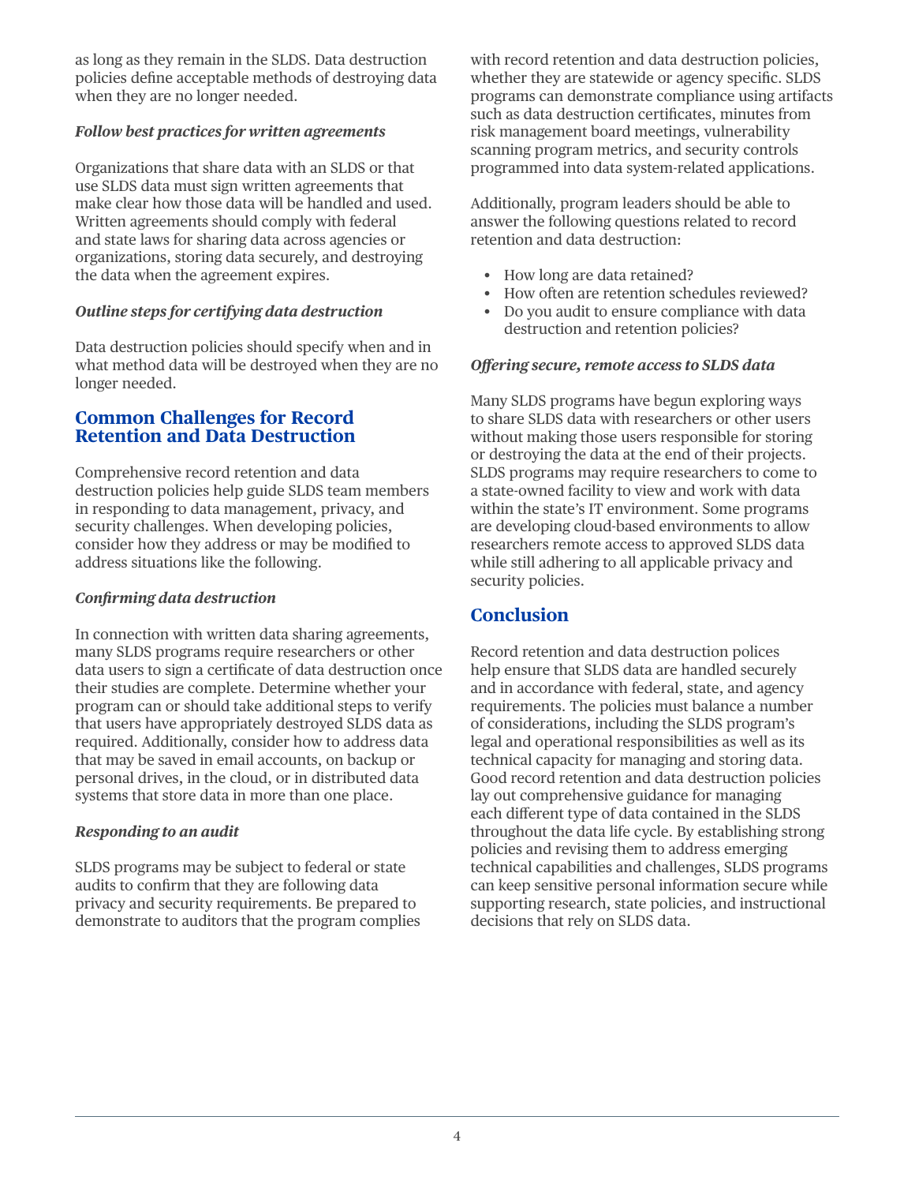as long as they remain in the SLDS. Data destruction policies define acceptable methods of destroying data when they are no longer needed.

***Follow best practices for written agreements***

Organizations that share data with an SLDS or that use SLDS data must sign written agreements that make clear how those data will be handled and used. Written agreements should comply with federal and state laws for sharing data across agencies or organizations, storing data securely, and destroying the data when the agreement expires.

***Outline steps for certifying data destruction***

Data destruction policies should specify when and in what method data will be destroyed when they are no longer needed.

## Common Challenges for Record Retention and Data Destruction

Comprehensive record retention and data destruction policies help guide SLDS team members in responding to data management, privacy, and security challenges. When developing policies, consider how they address or may be modified to address situations like the following.

***Confirming data destruction***

In connection with written data sharing agreements, many SLDS programs require researchers or other data users to sign a certificate of data destruction once their studies are complete. Determine whether your program can or should take additional steps to verify that users have appropriately destroyed SLDS data as required. Additionally, consider how to address data that may be saved in email accounts, on backup or personal drives, in the cloud, or in distributed data systems that store data in more than one place.

***Responding to an audit***

SLDS programs may be subject to federal or state audits to confirm that they are following data privacy and security requirements. Be prepared to demonstrate to auditors that the program complies with record retention and data destruction policies, whether they are statewide or agency specific. SLDS programs can demonstrate compliance using artifacts such as data destruction certificates, minutes from risk management board meetings, vulnerability scanning program metrics, and security controls programmed into data system-related applications.

Additionally, program leaders should be able to answer the following questions related to record retention and data destruction:

- How long are data retained?
- How often are retention schedules reviewed?
- Do you audit to ensure compliance with data destruction and retention policies?

***Offering secure, remote access to SLDS data***

Many SLDS programs have begun exploring ways to share SLDS data with researchers or other users without making those users responsible for storing or destroying the data at the end of their projects. SLDS programs may require researchers to come to a state-owned facility to view and work with data within the state's IT environment. Some programs are developing cloud-based environments to allow researchers remote access to approved SLDS data while still adhering to all applicable privacy and security policies.

## Conclusion

Record retention and data destruction polices help ensure that SLDS data are handled securely and in accordance with federal, state, and agency requirements. The policies must balance a number of considerations, including the SLDS program's legal and operational responsibilities as well as its technical capacity for managing and storing data. Good record retention and data destruction policies lay out comprehensive guidance for managing each different type of data contained in the SLDS throughout the data life cycle. By establishing strong policies and revising them to address emerging technical capabilities and challenges, SLDS programs can keep sensitive personal information secure while supporting research, state policies, and instructional decisions that rely on SLDS data.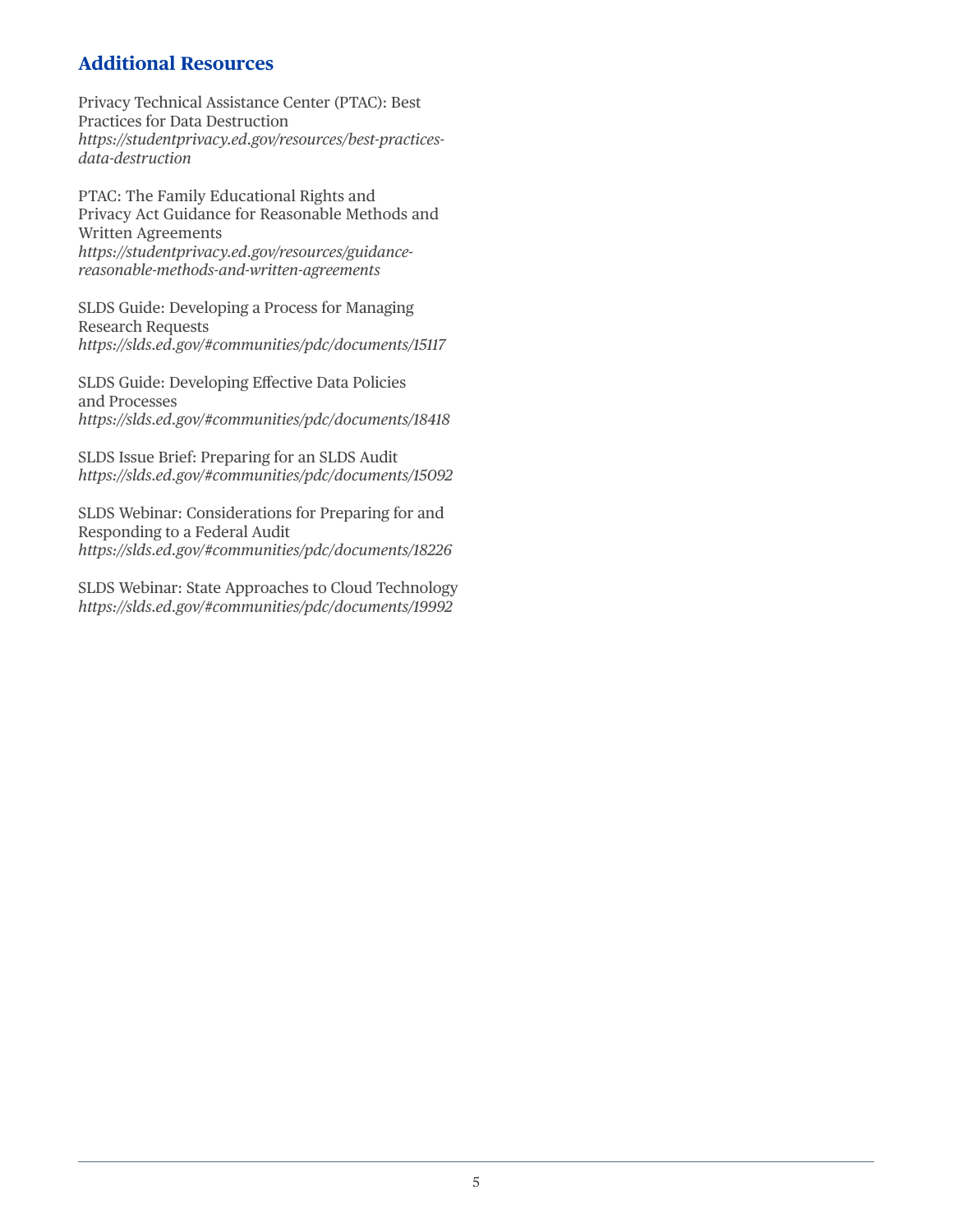## Additional Resources

Privacy Technical Assistance Center (PTAC): Best Practices for Data Destruction
*https://studentprivacy.ed.gov/resources/best-practices-data-destruction*

PTAC: The Family Educational Rights and Privacy Act Guidance for Reasonable Methods and Written Agreements
*https://studentprivacy.ed.gov/resources/guidance-reasonable-methods-and-written-agreements*

SLDS Guide: Developing a Process for Managing Research Requests
*https://slds.ed.gov/#communities/pdc/documents/15117*

SLDS Guide: Developing Effective Data Policies and Processes
*https://slds.ed.gov/#communities/pdc/documents/18418*

SLDS Issue Brief: Preparing for an SLDS Audit
*https://slds.ed.gov/#communities/pdc/documents/15092*

SLDS Webinar: Considerations for Preparing for and Responding to a Federal Audit
*https://slds.ed.gov/#communities/pdc/documents/18226*

SLDS Webinar: State Approaches to Cloud Technology
*https://slds.ed.gov/#communities/pdc/documents/19992*